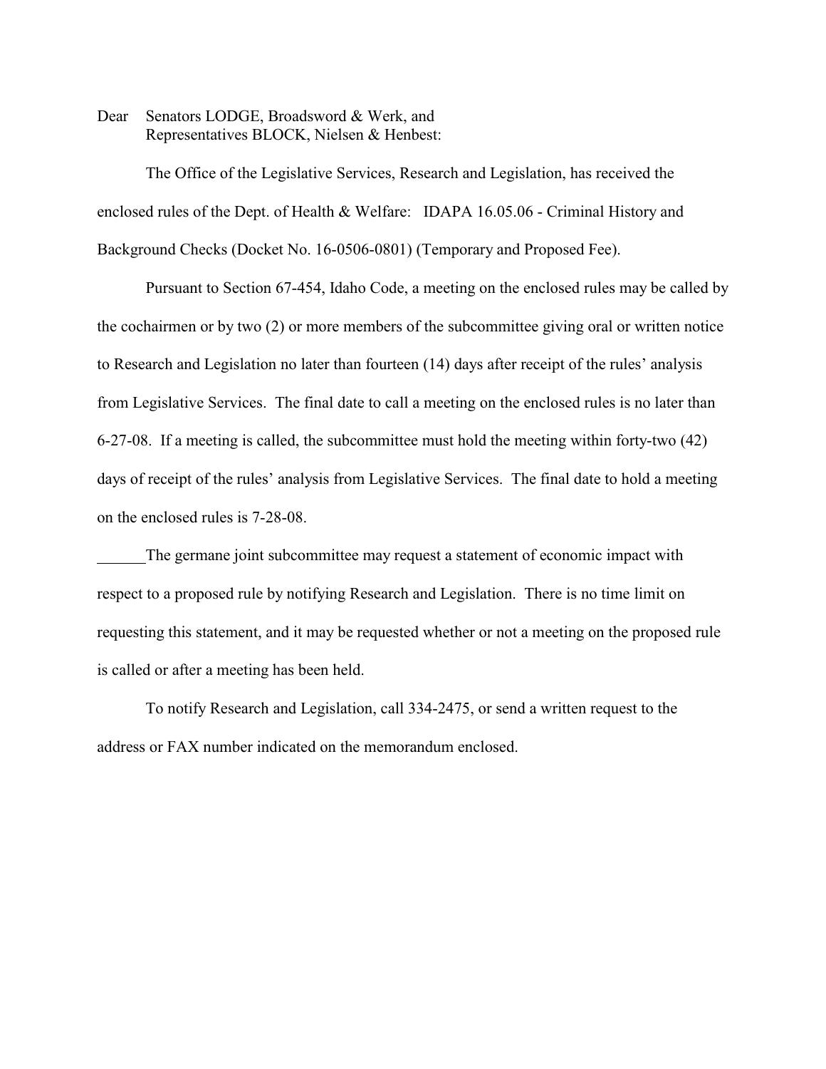Dear Senators LODGE, Broadsword & Werk, and
Representatives BLOCK, Nielsen & Henbest:

The Office of the Legislative Services, Research and Legislation, has received the enclosed rules of the Dept. of Health & Welfare: IDAPA 16.05.06 - Criminal History and Background Checks (Docket No. 16-0506-0801) (Temporary and Proposed Fee).

Pursuant to Section 67-454, Idaho Code, a meeting on the enclosed rules may be called by the cochairmen or by two (2) or more members of the subcommittee giving oral or written notice to Research and Legislation no later than fourteen (14) days after receipt of the rules' analysis from Legislative Services. The final date to call a meeting on the enclosed rules is no later than 6-27-08. If a meeting is called, the subcommittee must hold the meeting within forty-two (42) days of receipt of the rules' analysis from Legislative Services. The final date to hold a meeting on the enclosed rules is 7-28-08.

______The germane joint subcommittee may request a statement of economic impact with respect to a proposed rule by notifying Research and Legislation. There is no time limit on requesting this statement, and it may be requested whether or not a meeting on the proposed rule is called or after a meeting has been held.

To notify Research and Legislation, call 334-2475, or send a written request to the address or FAX number indicated on the memorandum enclosed.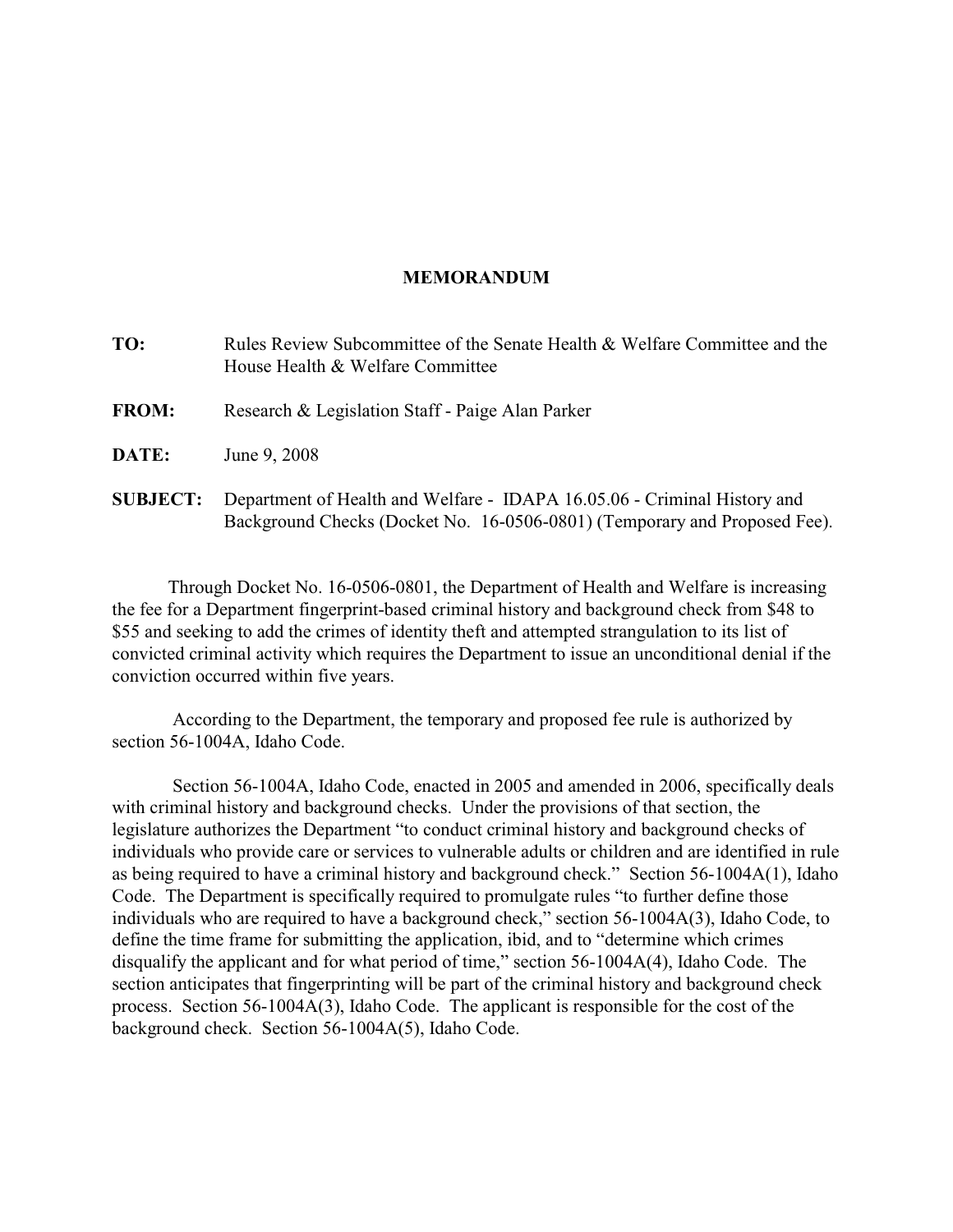# MEMORANDUM

**TO:** Rules Review Subcommittee of the Senate Health & Welfare Committee and the House Health & Welfare Committee

**FROM:** Research & Legislation Staff - Paige Alan Parker

**DATE:** June 9, 2008

**SUBJECT:** Department of Health and Welfare - IDAPA 16.05.06 - Criminal History and Background Checks (Docket No. 16-0506-0801) (Temporary and Proposed Fee).

Through Docket No. 16-0506-0801, the Department of Health and Welfare is increasing the fee for a Department fingerprint-based criminal history and background check from $48 to $55 and seeking to add the crimes of identity theft and attempted strangulation to its list of convicted criminal activity which requires the Department to issue an unconditional denial if the conviction occurred within five years.

According to the Department, the temporary and proposed fee rule is authorized by section 56-1004A, Idaho Code.

Section 56-1004A, Idaho Code, enacted in 2005 and amended in 2006, specifically deals with criminal history and background checks. Under the provisions of that section, the legislature authorizes the Department "to conduct criminal history and background checks of individuals who provide care or services to vulnerable adults or children and are identified in rule as being required to have a criminal history and background check." Section 56-1004A(1), Idaho Code. The Department is specifically required to promulgate rules "to further define those individuals who are required to have a background check," section 56-1004A(3), Idaho Code, to define the time frame for submitting the application, ibid, and to "determine which crimes disqualify the applicant and for what period of time," section 56-1004A(4), Idaho Code. The section anticipates that fingerprinting will be part of the criminal history and background check process. Section 56-1004A(3), Idaho Code. The applicant is responsible for the cost of the background check. Section 56-1004A(5), Idaho Code.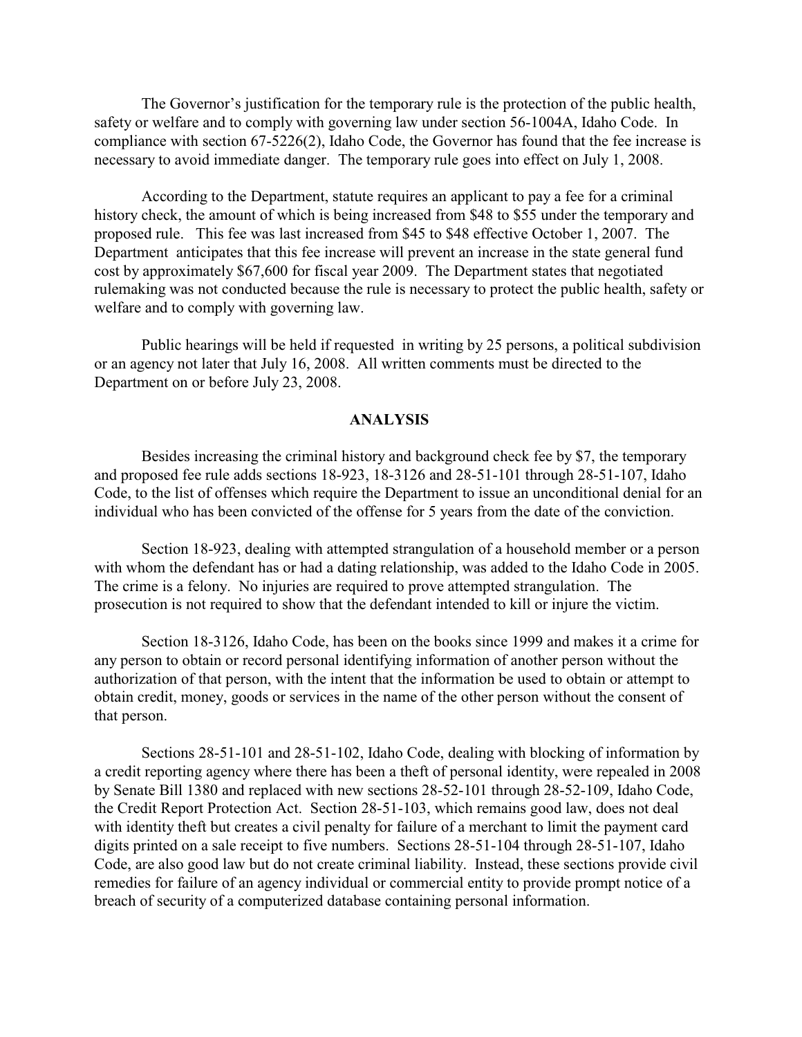The Governor's justification for the temporary rule is the protection of the public health, safety or welfare and to comply with governing law under section 56-1004A, Idaho Code. In compliance with section 67-5226(2), Idaho Code, the Governor has found that the fee increase is necessary to avoid immediate danger. The temporary rule goes into effect on July 1, 2008.

According to the Department, statute requires an applicant to pay a fee for a criminal history check, the amount of which is being increased from $48 to $55 under the temporary and proposed rule. This fee was last increased from $45 to $48 effective October 1, 2007. The Department anticipates that this fee increase will prevent an increase in the state general fund cost by approximately $67,600 for fiscal year 2009. The Department states that negotiated rulemaking was not conducted because the rule is necessary to protect the public health, safety or welfare and to comply with governing law.

Public hearings will be held if requested in writing by 25 persons, a political subdivision or an agency not later that July 16, 2008. All written comments must be directed to the Department on or before July 23, 2008.

## ANALYSIS

Besides increasing the criminal history and background check fee by $7, the temporary and proposed fee rule adds sections 18-923, 18-3126 and 28-51-101 through 28-51-107, Idaho Code, to the list of offenses which require the Department to issue an unconditional denial for an individual who has been convicted of the offense for 5 years from the date of the conviction.

Section 18-923, dealing with attempted strangulation of a household member or a person with whom the defendant has or had a dating relationship, was added to the Idaho Code in 2005. The crime is a felony. No injuries are required to prove attempted strangulation. The prosecution is not required to show that the defendant intended to kill or injure the victim.

Section 18-3126, Idaho Code, has been on the books since 1999 and makes it a crime for any person to obtain or record personal identifying information of another person without the authorization of that person, with the intent that the information be used to obtain or attempt to obtain credit, money, goods or services in the name of the other person without the consent of that person.

Sections 28-51-101 and 28-51-102, Idaho Code, dealing with blocking of information by a credit reporting agency where there has been a theft of personal identity, were repealed in 2008 by Senate Bill 1380 and replaced with new sections 28-52-101 through 28-52-109, Idaho Code, the Credit Report Protection Act. Section 28-51-103, which remains good law, does not deal with identity theft but creates a civil penalty for failure of a merchant to limit the payment card digits printed on a sale receipt to five numbers. Sections 28-51-104 through 28-51-107, Idaho Code, are also good law but do not create criminal liability. Instead, these sections provide civil remedies for failure of an agency individual or commercial entity to provide prompt notice of a breach of security of a computerized database containing personal information.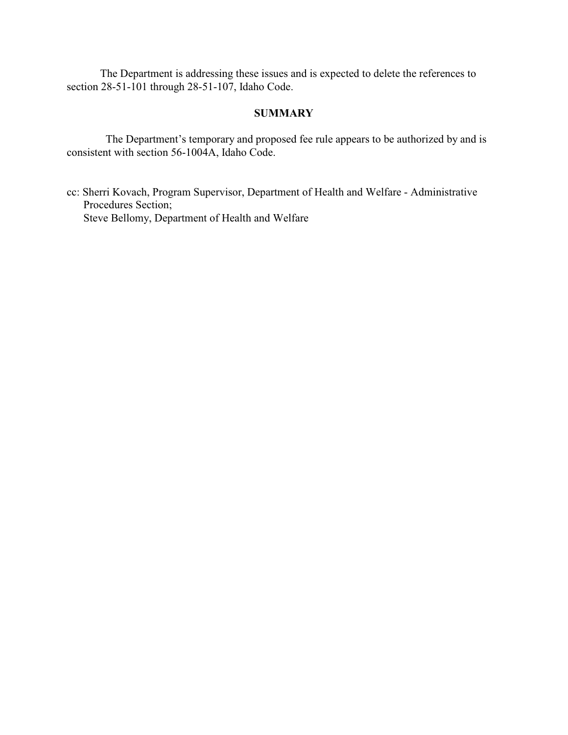The Department is addressing these issues and is expected to delete the references to section 28-51-101 through 28-51-107, Idaho Code.

## SUMMARY

The Department's temporary and proposed fee rule appears to be authorized by and is consistent with section 56-1004A, Idaho Code.

cc: Sherri Kovach, Program Supervisor, Department of Health and Welfare - Administrative Procedures Section;
Steve Bellomy, Department of Health and Welfare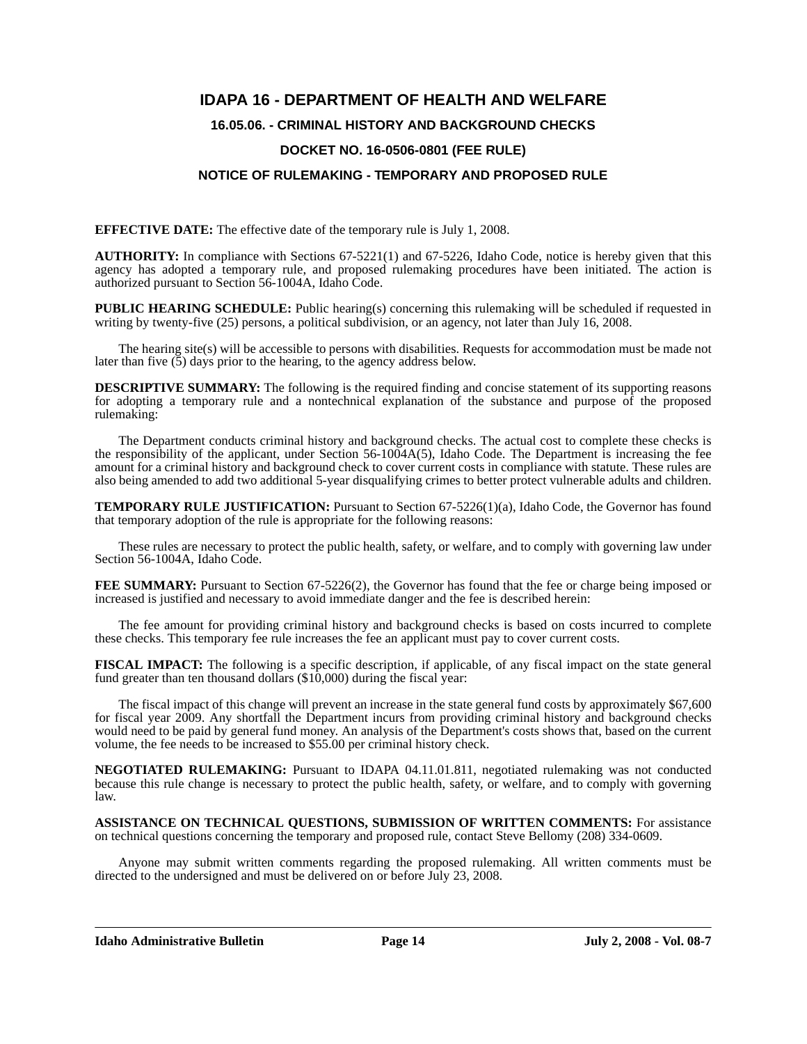# IDAPA 16 - DEPARTMENT OF HEALTH AND WELFARE

## 16.05.06. - CRIMINAL HISTORY AND BACKGROUND CHECKS

## DOCKET NO. 16-0506-0801 (FEE RULE)

## NOTICE OF RULEMAKING - TEMPORARY AND PROPOSED RULE

**EFFECTIVE DATE:** The effective date of the temporary rule is July 1, 2008.

**AUTHORITY:** In compliance with Sections 67-5221(1) and 67-5226, Idaho Code, notice is hereby given that this agency has adopted a temporary rule, and proposed rulemaking procedures have been initiated. The action is authorized pursuant to Section 56-1004A, Idaho Code.

**PUBLIC HEARING SCHEDULE:** Public hearing(s) concerning this rulemaking will be scheduled if requested in writing by twenty-five (25) persons, a political subdivision, or an agency, not later than July 16, 2008.

The hearing site(s) will be accessible to persons with disabilities. Requests for accommodation must be made not later than five (5) days prior to the hearing, to the agency address below.

**DESCRIPTIVE SUMMARY:** The following is the required finding and concise statement of its supporting reasons for adopting a temporary rule and a nontechnical explanation of the substance and purpose of the proposed rulemaking:

The Department conducts criminal history and background checks. The actual cost to complete these checks is the responsibility of the applicant, under Section 56-1004A(5), Idaho Code. The Department is increasing the fee amount for a criminal history and background check to cover current costs in compliance with statute. These rules are also being amended to add two additional 5-year disqualifying crimes to better protect vulnerable adults and children.

**TEMPORARY RULE JUSTIFICATION:** Pursuant to Section 67-5226(1)(a), Idaho Code, the Governor has found that temporary adoption of the rule is appropriate for the following reasons:

These rules are necessary to protect the public health, safety, or welfare, and to comply with governing law under Section 56-1004A, Idaho Code.

**FEE SUMMARY:** Pursuant to Section 67-5226(2), the Governor has found that the fee or charge being imposed or increased is justified and necessary to avoid immediate danger and the fee is described herein:

The fee amount for providing criminal history and background checks is based on costs incurred to complete these checks. This temporary fee rule increases the fee an applicant must pay to cover current costs.

**FISCAL IMPACT:** The following is a specific description, if applicable, of any fiscal impact on the state general fund greater than ten thousand dollars ($10,000) during the fiscal year:

The fiscal impact of this change will prevent an increase in the state general fund costs by approximately $67,600 for fiscal year 2009. Any shortfall the Department incurs from providing criminal history and background checks would need to be paid by general fund money. An analysis of the Department's costs shows that, based on the current volume, the fee needs to be increased to $55.00 per criminal history check.

**NEGOTIATED RULEMAKING:** Pursuant to IDAPA 04.11.01.811, negotiated rulemaking was not conducted because this rule change is necessary to protect the public health, safety, or welfare, and to comply with governing law.

**ASSISTANCE ON TECHNICAL QUESTIONS, SUBMISSION OF WRITTEN COMMENTS:** For assistance on technical questions concerning the temporary and proposed rule, contact Steve Bellomy (208) 334-0609.

Anyone may submit written comments regarding the proposed rulemaking. All written comments must be directed to the undersigned and must be delivered on or before July 23, 2008.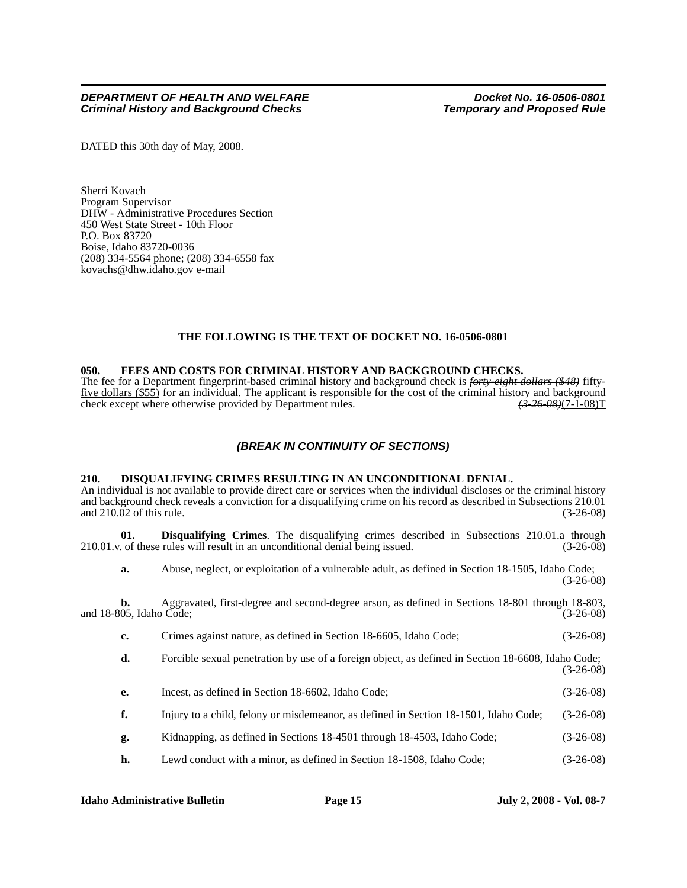DATED this 30th day of May, 2008.

Sherri Kovach
Program Supervisor
DHW - Administrative Procedures Section
450 West State Street - 10th Floor
P.O. Box 83720
Boise, Idaho 83720-0036
(208) 334-5564 phone; (208) 334-6558 fax
kovachs@dhw.idaho.gov e-mail

---

**THE FOLLOWING IS THE TEXT OF DOCKET NO. 16-0506-0801**

**050. FEES AND COSTS FOR CRIMINAL HISTORY AND BACKGROUND CHECKS.**

The fee for a Department fingerprint-based criminal history and background check is ~~*forty-eight dollars ($48)*~~ fifty-five dollars ($55) for an individual. The applicant is responsible for the cost of the criminal history and background check except where otherwise provided by Department rules. ~~*(3-26-08)*~~(7-1-08)T

***(BREAK IN CONTINUITY OF SECTIONS)***

**210. DISQUALIFYING CRIMES RESULTING IN AN UNCONDITIONAL DENIAL.**

An individual is not available to provide direct care or services when the individual discloses or the criminal history and background check reveals a conviction for a disqualifying crime on his record as described in Subsections 210.01 and 210.02 of this rule. (3-26-08)

**01. Disqualifying Crimes**. The disqualifying crimes described in Subsections 210.01.a through 210.01.v. of these rules will result in an unconditional denial being issued. (3-26-08)

**a.** Abuse, neglect, or exploitation of a vulnerable adult, as defined in Section 18-1505, Idaho Code; (3-26-08)

**b.** Aggravated, first-degree and second-degree arson, as defined in Sections 18-801 through 18-803, and 18-805, Idaho Code; (3-26-08)

**c.** Crimes against nature, as defined in Section 18-6605, Idaho Code; (3-26-08)

**d.** Forcible sexual penetration by use of a foreign object, as defined in Section 18-6608, Idaho Code; (3-26-08)

**e.** Incest, as defined in Section 18-6602, Idaho Code; (3-26-08)

**f.** Injury to a child, felony or misdemeanor, as defined in Section 18-1501, Idaho Code; (3-26-08)

**g.** Kidnapping, as defined in Sections 18-4501 through 18-4503, Idaho Code; (3-26-08)

**h.** Lewd conduct with a minor, as defined in Section 18-1508, Idaho Code; (3-26-08)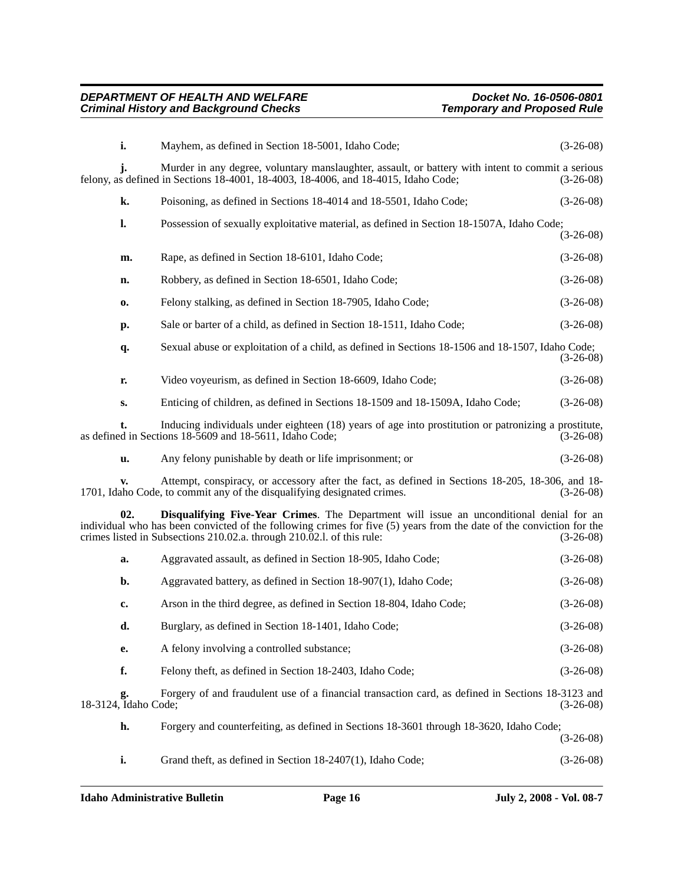**i.** Mayhem, as defined in Section 18-5001, Idaho Code; (3-26-08)

**j.** Murder in any degree, voluntary manslaughter, assault, or battery with intent to commit a serious felony, as defined in Sections 18-4001, 18-4003, 18-4006, and 18-4015, Idaho Code; (3-26-08)

**k.** Poisoning, as defined in Sections 18-4014 and 18-5501, Idaho Code; (3-26-08)

**l.** Possession of sexually exploitative material, as defined in Section 18-1507A, Idaho Code; (3-26-08)

**m.** Rape, as defined in Section 18-6101, Idaho Code; (3-26-08)

**n.** Robbery, as defined in Section 18-6501, Idaho Code; (3-26-08)

**o.** Felony stalking, as defined in Section 18-7905, Idaho Code; (3-26-08)

**p.** Sale or barter of a child, as defined in Section 18-1511, Idaho Code; (3-26-08)

**q.** Sexual abuse or exploitation of a child, as defined in Sections 18-1506 and 18-1507, Idaho Code; (3-26-08)

**r.** Video voyeurism, as defined in Section 18-6609, Idaho Code; (3-26-08)

**s.** Enticing of children, as defined in Sections 18-1509 and 18-1509A, Idaho Code; (3-26-08)

**t.** Inducing individuals under eighteen (18) years of age into prostitution or patronizing a prostitute, as defined in Sections 18-5609 and 18-5611, Idaho Code; (3-26-08)

**u.** Any felony punishable by death or life imprisonment; or (3-26-08)

**v.** Attempt, conspiracy, or accessory after the fact, as defined in Sections 18-205, 18-306, and 18-1701, Idaho Code, to commit any of the disqualifying designated crimes. (3-26-08)

**02. Disqualifying Five-Year Crimes**. The Department will issue an unconditional denial for an individual who has been convicted of the following crimes for five (5) years from the date of the conviction for the crimes listed in Subsections 210.02.a. through 210.02.l. of this rule: (3-26-08)

**a.** Aggravated assault, as defined in Section 18-905, Idaho Code; (3-26-08)

**b.** Aggravated battery, as defined in Section 18-907(1), Idaho Code; (3-26-08)

**c.** Arson in the third degree, as defined in Section 18-804, Idaho Code; (3-26-08)

**d.** Burglary, as defined in Section 18-1401, Idaho Code; (3-26-08)

**e.** A felony involving a controlled substance; (3-26-08)

**f.** Felony theft, as defined in Section 18-2403, Idaho Code; (3-26-08)

**g.** Forgery of and fraudulent use of a financial transaction card, as defined in Sections 18-3123 and 18-3124, Idaho Code; (3-26-08)

**h.** Forgery and counterfeiting, as defined in Sections 18-3601 through 18-3620, Idaho Code; (3-26-08)

**i.** Grand theft, as defined in Section 18-2407(1), Idaho Code; (3-26-08)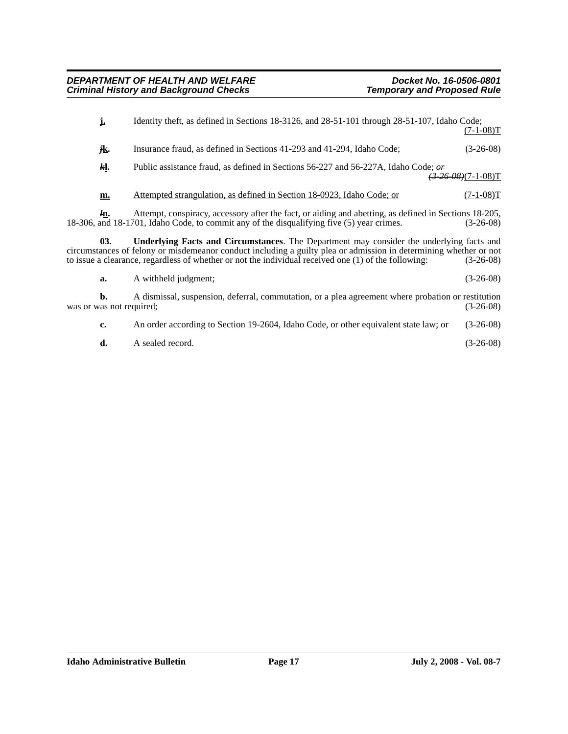**j.** Identity theft, as defined in Sections 18-3126, and 28-51-101 through 28-51-107, Idaho Code; (7-1-08)T

~~j~~**k.** Insurance fraud, as defined in Sections 41-293 and 41-294, Idaho Code; (3-26-08)

~~k~~**l.** Public assistance fraud, as defined in Sections 56-227 and 56-227A, Idaho Code; ~~or~~ ~~(3-26-08)~~(7-1-08)T

**m.** Attempted strangulation, as defined in Section 18-0923, Idaho Code; or (7-1-08)T

~~l~~**n.** Attempt, conspiracy, accessory after the fact, or aiding and abetting, as defined in Sections 18-205, 18-306, and 18-1701, Idaho Code, to commit any of the disqualifying five (5) year crimes. (3-26-08)

**03. Underlying Facts and Circumstances**. The Department may consider the underlying facts and circumstances of felony or misdemeanor conduct including a guilty plea or admission in determining whether or not to issue a clearance, regardless of whether or not the individual received one (1) of the following: (3-26-08)

**a.** A withheld judgment; (3-26-08)

**b.** A dismissal, suspension, deferral, commutation, or a plea agreement where probation or restitution was or was not required; (3-26-08)

**c.** An order according to Section 19-2604, Idaho Code, or other equivalent state law; or (3-26-08)

**d.** A sealed record. (3-26-08)